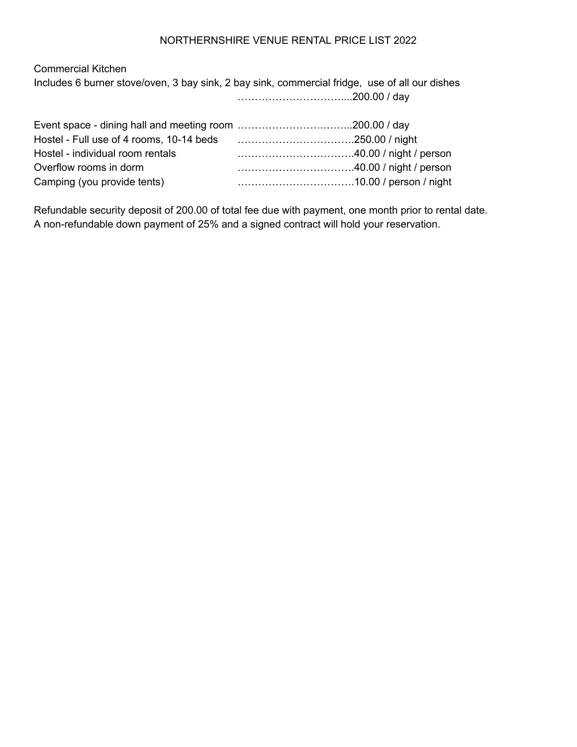# NORTHERNSHIRE VENUE RENTAL PRICE LIST 2022

Commercial Kitchen
Includes 6 burner stove/oven, 3 bay sink, 2 bay sink, commercial fridge, use of all our dishes
…………………………...200.00 / day

Event space - dining hall and meeting room ……………………….……..200.00 / day
Hostel - Full use of 4 rooms, 10-14 beds …………………………….250.00 / night
Hostel - individual room rentals …………………………….40.00 / night / person
Overflow rooms in dorm …………………………….40.00 / night / person
Camping (you provide tents) …………………………….10.00 / person / night

Refundable security deposit of 200.00 of total fee due with payment, one month prior to rental date.
A non-refundable down payment of 25% and a signed contract will hold your reservation.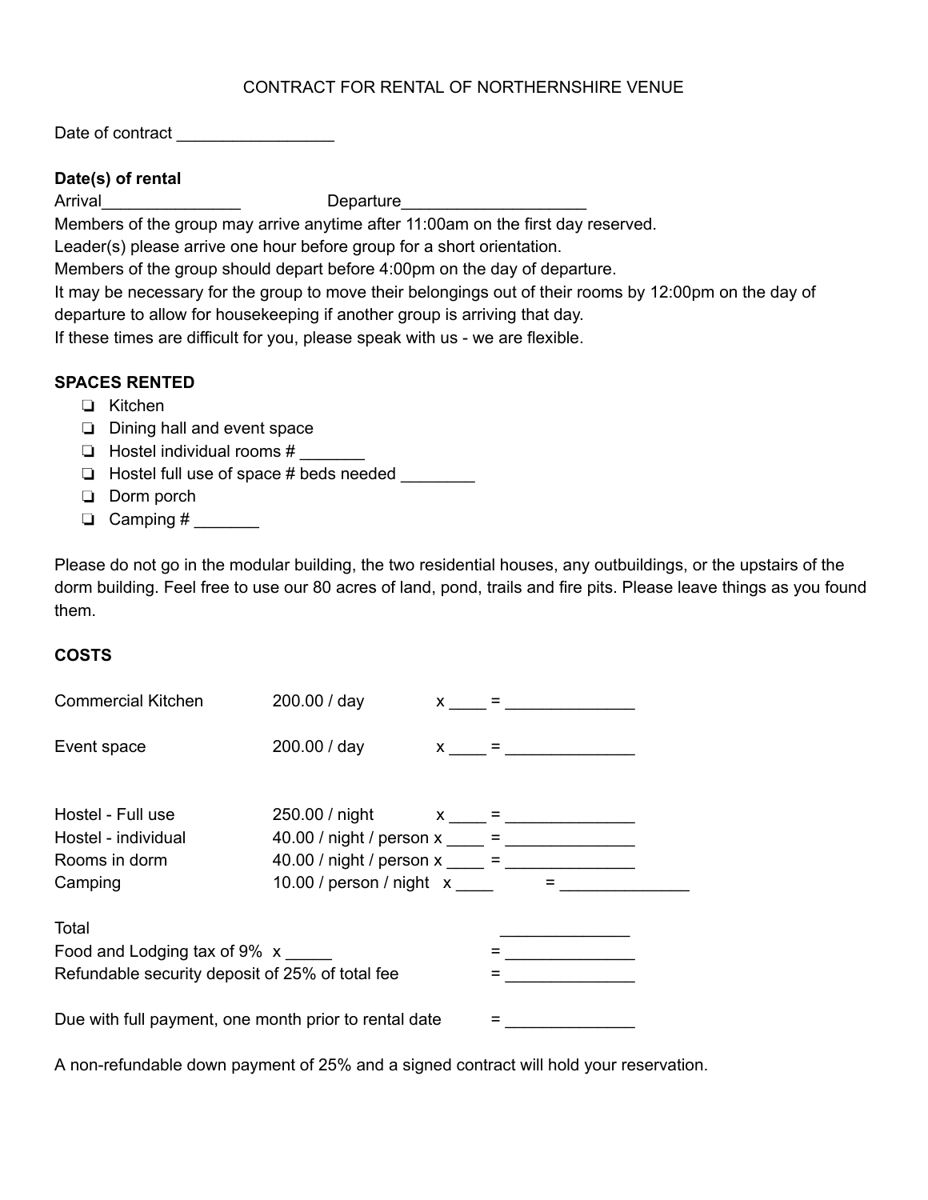CONTRACT FOR RENTAL OF NORTHERNSHIRE VENUE

Date of contract _________________

**Date(s) of rental**

Arrival_______________ Departure___________________

Members of the group may arrive anytime after 11:00am on the first day reserved.
Leader(s) please arrive one hour before group for a short orientation.
Members of the group should depart before 4:00pm on the day of departure.
It may be necessary for the group to move their belongings out of their rooms by 12:00pm on the day of departure to allow for housekeeping if another group is arriving that day.
If these times are difficult for you, please speak with us - we are flexible.

**SPACES RENTED**

- ❏ Kitchen
- ❏ Dining hall and event space
- ❏ Hostel individual rooms # _______
- ❏ Hostel full use of space # beds needed ________
- ❏ Dorm porch
- ❏ Camping # _______

Please do not go in the modular building, the two residential houses, any outbuildings, or the upstairs of the dorm building. Feel free to use our 80 acres of land, pond, trails and fire pits. Please leave things as you found them.

**COSTS**

| | | | |
|---|---|---|---|
| Commercial Kitchen | 200.00 / day | x ____ | = ______________ |
| Event space | 200.00 / day | x ____ | = ______________ |
| Hostel - Full use | 250.00 / night | x ____ | = ______________ |
| Hostel - individual | 40.00 / night / person | x ____ | = ______________ |
| Rooms in dorm | 40.00 / night / person | x ____ | = ______________ |
| Camping | 10.00 / person / night | x ____ | = ______________ |

Total ______________

Food and Lodging tax of 9% x _____ = ______________

Refundable security deposit of 25% of total fee = ______________

Due with full payment, one month prior to rental date = ______________

A non-refundable down payment of 25% and a signed contract will hold your reservation.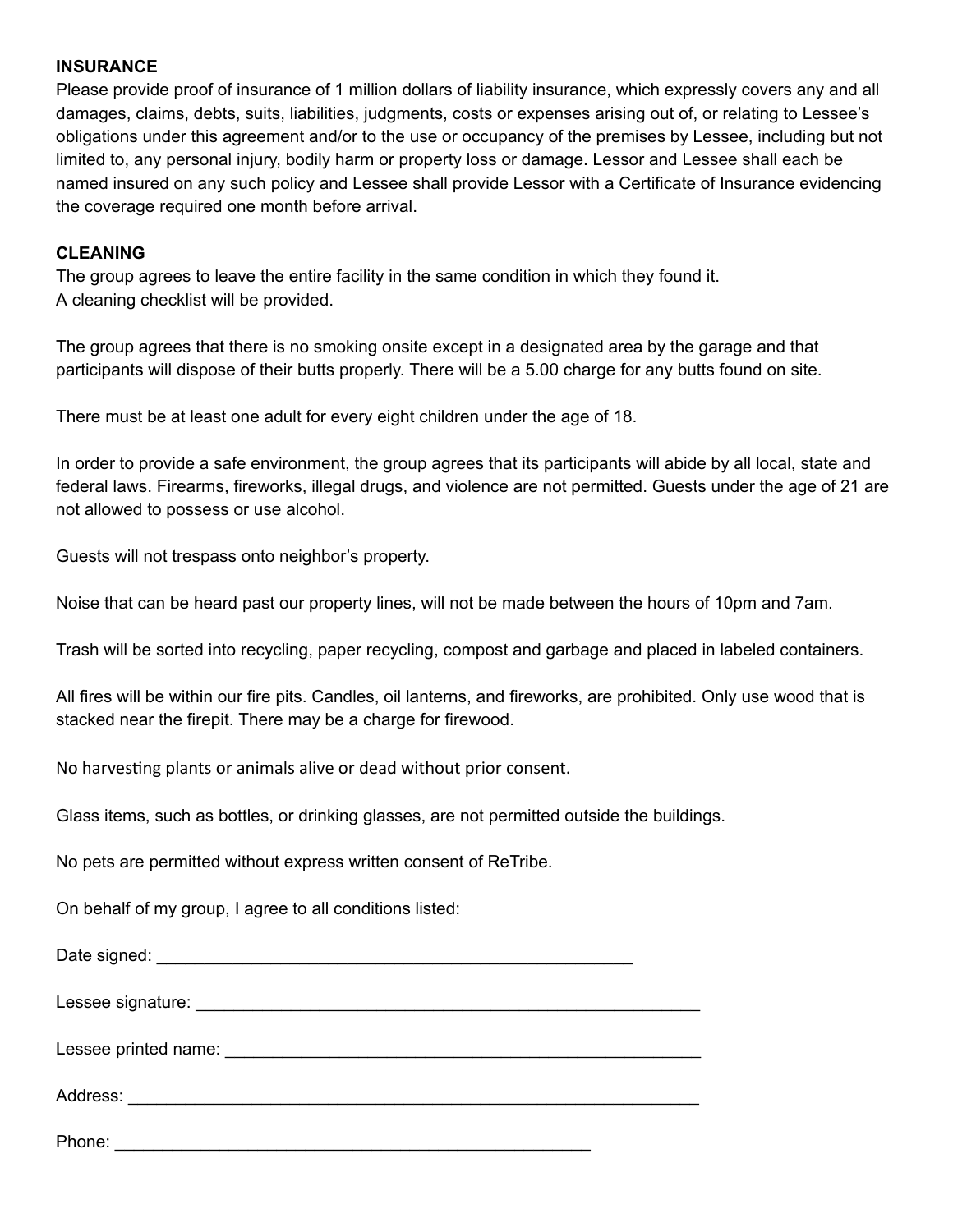**INSURANCE**

Please provide proof of insurance of 1 million dollars of liability insurance, which expressly covers any and all damages, claims, debts, suits, liabilities, judgments, costs or expenses arising out of, or relating to Lessee's obligations under this agreement and/or to the use or occupancy of the premises by Lessee, including but not limited to, any personal injury, bodily harm or property loss or damage. Lessor and Lessee shall each be named insured on any such policy and Lessee shall provide Lessor with a Certificate of Insurance evidencing the coverage required one month before arrival.

**CLEANING**

The group agrees to leave the entire facility in the same condition in which they found it.
A cleaning checklist will be provided.

The group agrees that there is no smoking onsite except in a designated area by the garage and that participants will dispose of their butts properly. There will be a 5.00 charge for any butts found on site.

There must be at least one adult for every eight children under the age of 18.

In order to provide a safe environment, the group agrees that its participants will abide by all local, state and federal laws. Firearms, fireworks, illegal drugs, and violence are not permitted. Guests under the age of 21 are not allowed to possess or use alcohol.

Guests will not trespass onto neighbor's property.

Noise that can be heard past our property lines, will not be made between the hours of 10pm and 7am.

Trash will be sorted into recycling, paper recycling, compost and garbage and placed in labeled containers.

All fires will be within our fire pits. Candles, oil lanterns, and fireworks, are prohibited. Only use wood that is stacked near the firepit. There may be a charge for firewood.

No harvesting plants or animals alive or dead without prior consent.

Glass items, such as bottles, or drinking glasses, are not permitted outside the buildings.

No pets are permitted without express written consent of ReTribe.

On behalf of my group, I agree to all conditions listed:

Date signed: ____________________________________________________

Lessee signature: ________________________________________________________

Lessee printed name: ____________________________________________________

Address: ______________________________________________________________

Phone: ____________________________________________________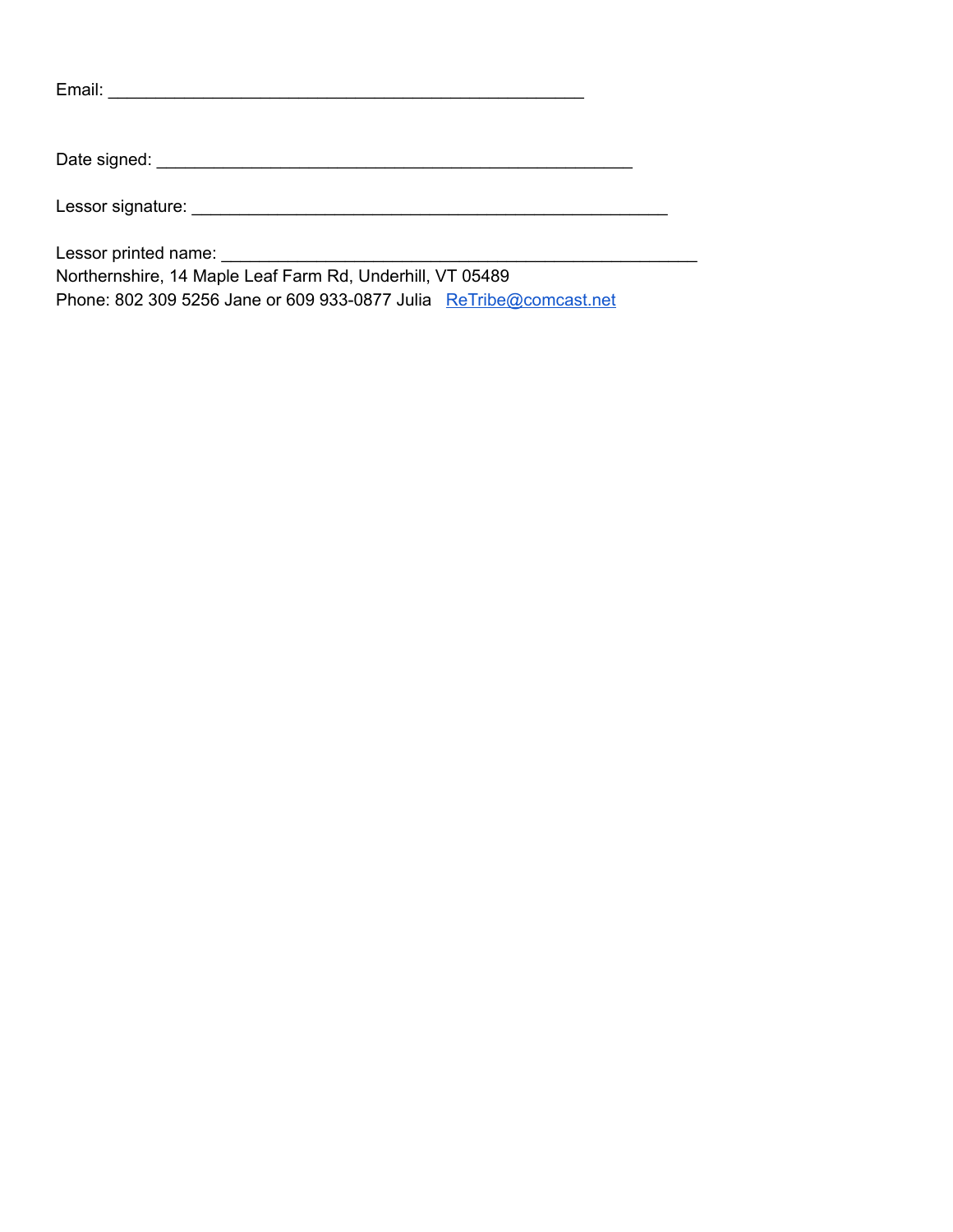Email: ___________________________________________________

Date signed: ___________________________________________________

Lessor signature: ___________________________________________________

Lessor printed name: ___________________________________________________
Northernshire, 14 Maple Leaf Farm Rd, Underhill, VT 05489
Phone: 802 309 5256 Jane or 609 933-0877 Julia ReTribe@comcast.net